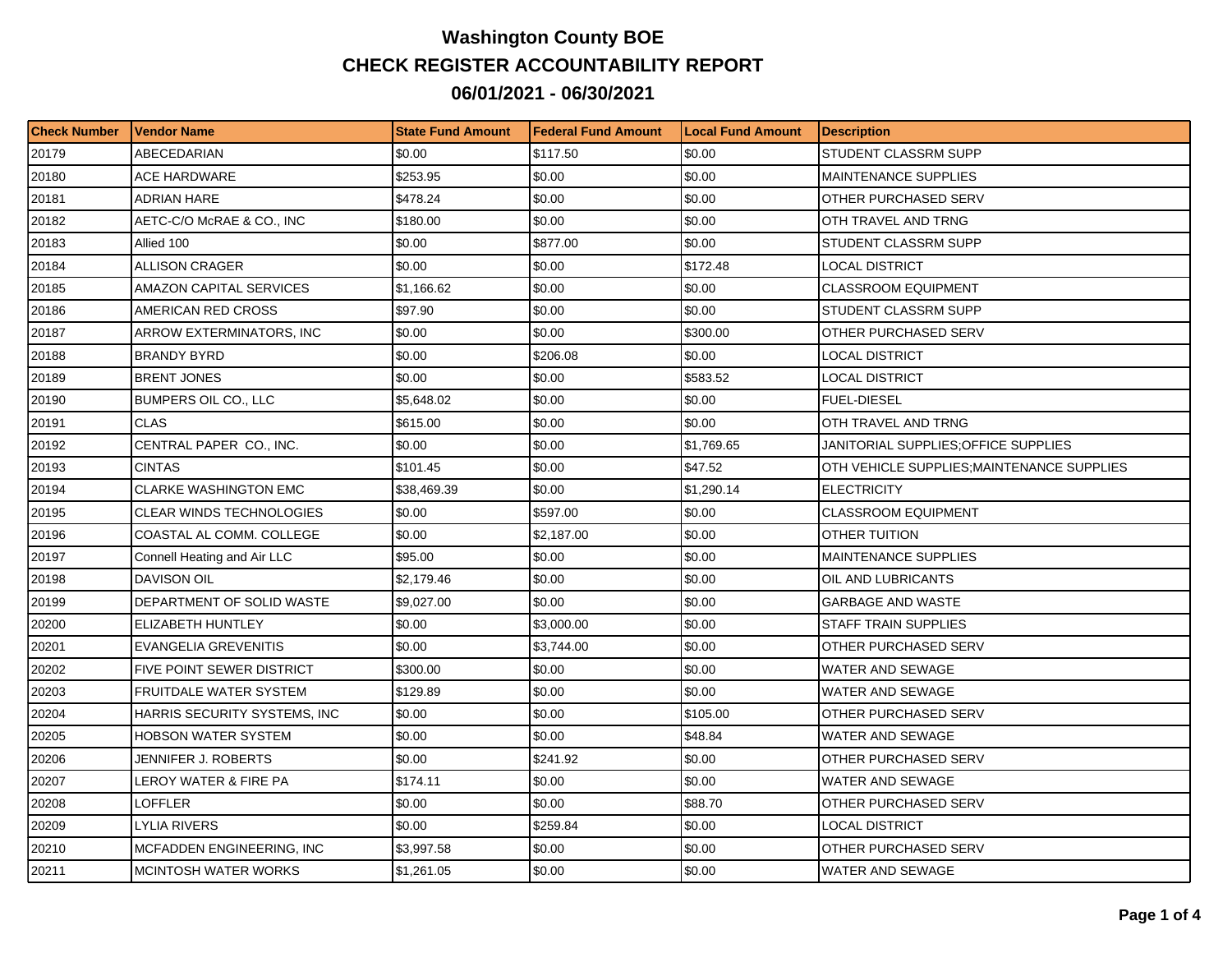# Washington County BOE

## CHECK REGISTER ACCOUNTABILITY REPORT

## 06/01/2021 - 06/30/2021

| Check Number | Vendor Name | State Fund Amount | Federal Fund Amount | Local Fund Amount | Description |
|---|---|---|---|---|---|
| 20179 | ABECEDARIAN | $0.00 | $117.50 | $0.00 | STUDENT CLASSRM SUPP |
| 20180 | ACE HARDWARE | $253.95 | $0.00 | $0.00 | MAINTENANCE SUPPLIES |
| 20181 | ADRIAN HARE | $478.24 | $0.00 | $0.00 | OTHER PURCHASED SERV |
| 20182 | AETC-C/O McRAE & CO., INC | $180.00 | $0.00 | $0.00 | OTH TRAVEL AND TRNG |
| 20183 | Allied 100 | $0.00 | $877.00 | $0.00 | STUDENT CLASSRM SUPP |
| 20184 | ALLISON CRAGER | $0.00 | $0.00 | $172.48 | LOCAL DISTRICT |
| 20185 | AMAZON CAPITAL SERVICES | $1,166.62 | $0.00 | $0.00 | CLASSROOM EQUIPMENT |
| 20186 | AMERICAN RED CROSS | $97.90 | $0.00 | $0.00 | STUDENT CLASSRM SUPP |
| 20187 | ARROW EXTERMINATORS, INC | $0.00 | $0.00 | $300.00 | OTHER PURCHASED SERV |
| 20188 | BRANDY BYRD | $0.00 | $206.08 | $0.00 | LOCAL DISTRICT |
| 20189 | BRENT JONES | $0.00 | $0.00 | $583.52 | LOCAL DISTRICT |
| 20190 | BUMPERS OIL CO., LLC | $5,648.02 | $0.00 | $0.00 | FUEL-DIESEL |
| 20191 | CLAS | $615.00 | $0.00 | $0.00 | OTH TRAVEL AND TRNG |
| 20192 | CENTRAL PAPER CO., INC. | $0.00 | $0.00 | $1,769.65 | JANITORIAL SUPPLIES;OFFICE SUPPLIES |
| 20193 | CINTAS | $101.45 | $0.00 | $47.52 | OTH VEHICLE SUPPLIES;MAINTENANCE SUPPLIES |
| 20194 | CLARKE WASHINGTON EMC | $38,469.39 | $0.00 | $1,290.14 | ELECTRICITY |
| 20195 | CLEAR WINDS TECHNOLOGIES | $0.00 | $597.00 | $0.00 | CLASSROOM EQUIPMENT |
| 20196 | COASTAL AL COMM. COLLEGE | $0.00 | $2,187.00 | $0.00 | OTHER TUITION |
| 20197 | Connell Heating and Air LLC | $95.00 | $0.00 | $0.00 | MAINTENANCE SUPPLIES |
| 20198 | DAVISON OIL | $2,179.46 | $0.00 | $0.00 | OIL AND LUBRICANTS |
| 20199 | DEPARTMENT OF SOLID WASTE | $9,027.00 | $0.00 | $0.00 | GARBAGE AND WASTE |
| 20200 | ELIZABETH HUNTLEY | $0.00 | $3,000.00 | $0.00 | STAFF TRAIN SUPPLIES |
| 20201 | EVANGELIA GREVENITIS | $0.00 | $3,744.00 | $0.00 | OTHER PURCHASED SERV |
| 20202 | FIVE POINT SEWER DISTRICT | $300.00 | $0.00 | $0.00 | WATER AND SEWAGE |
| 20203 | FRUITDALE WATER SYSTEM | $129.89 | $0.00 | $0.00 | WATER AND SEWAGE |
| 20204 | HARRIS SECURITY SYSTEMS, INC | $0.00 | $0.00 | $105.00 | OTHER PURCHASED SERV |
| 20205 | HOBSON WATER SYSTEM | $0.00 | $0.00 | $48.84 | WATER AND SEWAGE |
| 20206 | JENNIFER J. ROBERTS | $0.00 | $241.92 | $0.00 | OTHER PURCHASED SERV |
| 20207 | LEROY WATER & FIRE PA | $174.11 | $0.00 | $0.00 | WATER AND SEWAGE |
| 20208 | LOFFLER | $0.00 | $0.00 | $88.70 | OTHER PURCHASED SERV |
| 20209 | LYLIA RIVERS | $0.00 | $259.84 | $0.00 | LOCAL DISTRICT |
| 20210 | MCFADDEN ENGINEERING, INC | $3,997.58 | $0.00 | $0.00 | OTHER PURCHASED SERV |
| 20211 | MCINTOSH WATER WORKS | $1,261.05 | $0.00 | $0.00 | WATER AND SEWAGE |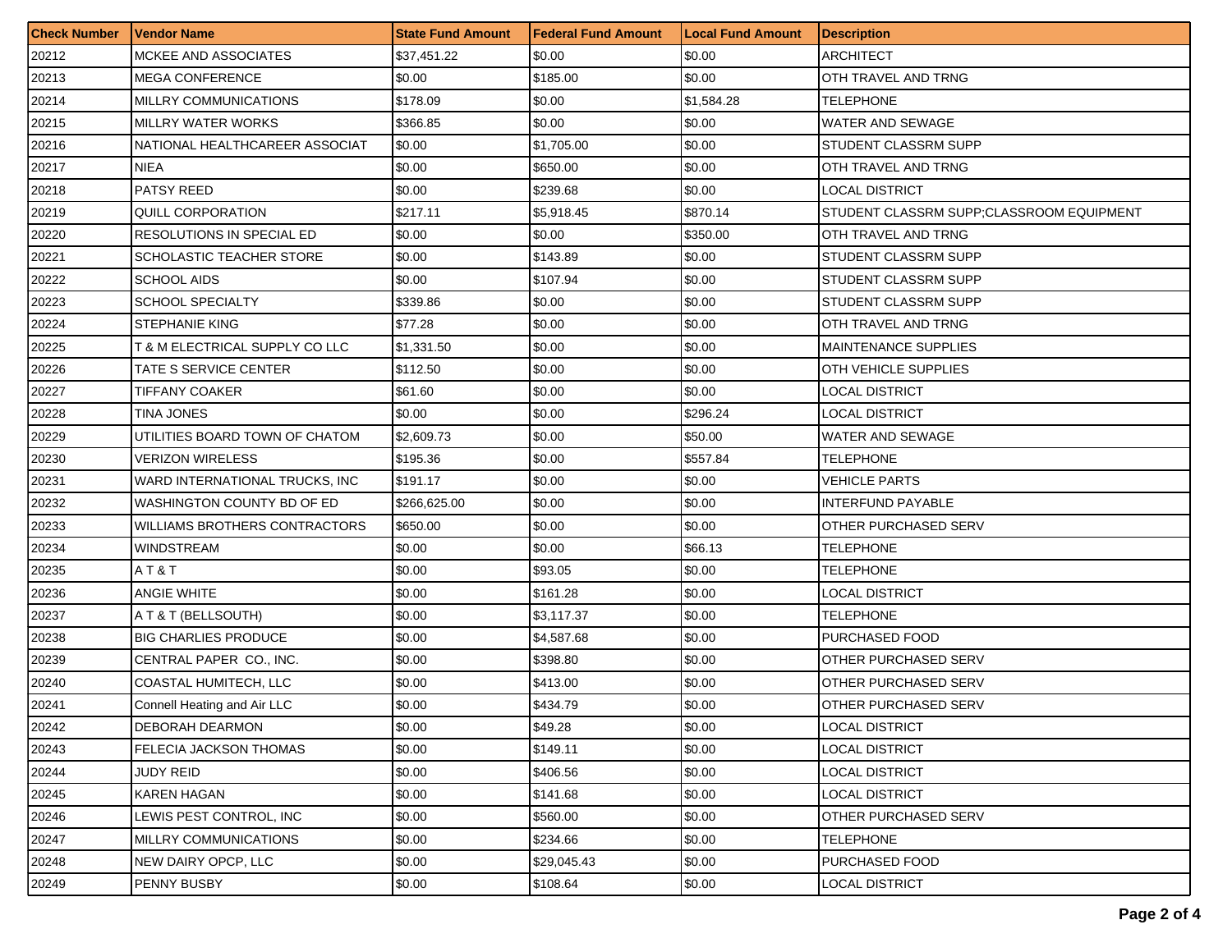| Check Number | Vendor Name | State Fund Amount | Federal Fund Amount | Local Fund Amount | Description |
|---|---|---|---|---|---|
| 20212 | MCKEE AND ASSOCIATES | $37,451.22 | $0.00 | $0.00 | ARCHITECT |
| 20213 | MEGA CONFERENCE | $0.00 | $185.00 | $0.00 | OTH TRAVEL AND TRNG |
| 20214 | MILLRY COMMUNICATIONS | $178.09 | $0.00 | $1,584.28 | TELEPHONE |
| 20215 | MILLRY WATER WORKS | $366.85 | $0.00 | $0.00 | WATER AND SEWAGE |
| 20216 | NATIONAL HEALTHCAREER ASSOCIAT | $0.00 | $1,705.00 | $0.00 | STUDENT CLASSRM SUPP |
| 20217 | NIEA | $0.00 | $650.00 | $0.00 | OTH TRAVEL AND TRNG |
| 20218 | PATSY REED | $0.00 | $239.68 | $0.00 | LOCAL DISTRICT |
| 20219 | QUILL CORPORATION | $217.11 | $5,918.45 | $870.14 | STUDENT CLASSRM SUPP;CLASSROOM EQUIPMENT |
| 20220 | RESOLUTIONS IN SPECIAL ED | $0.00 | $0.00 | $350.00 | OTH TRAVEL AND TRNG |
| 20221 | SCHOLASTIC TEACHER STORE | $0.00 | $143.89 | $0.00 | STUDENT CLASSRM SUPP |
| 20222 | SCHOOL AIDS | $0.00 | $107.94 | $0.00 | STUDENT CLASSRM SUPP |
| 20223 | SCHOOL SPECIALTY | $339.86 | $0.00 | $0.00 | STUDENT CLASSRM SUPP |
| 20224 | STEPHANIE KING | $77.28 | $0.00 | $0.00 | OTH TRAVEL AND TRNG |
| 20225 | T & M ELECTRICAL SUPPLY CO LLC | $1,331.50 | $0.00 | $0.00 | MAINTENANCE SUPPLIES |
| 20226 | TATE S SERVICE CENTER | $112.50 | $0.00 | $0.00 | OTH VEHICLE SUPPLIES |
| 20227 | TIFFANY COAKER | $61.60 | $0.00 | $0.00 | LOCAL DISTRICT |
| 20228 | TINA JONES | $0.00 | $0.00 | $296.24 | LOCAL DISTRICT |
| 20229 | UTILITIES BOARD TOWN OF CHATOM | $2,609.73 | $0.00 | $50.00 | WATER AND SEWAGE |
| 20230 | VERIZON WIRELESS | $195.36 | $0.00 | $557.84 | TELEPHONE |
| 20231 | WARD INTERNATIONAL TRUCKS, INC | $191.17 | $0.00 | $0.00 | VEHICLE PARTS |
| 20232 | WASHINGTON COUNTY BD OF ED | $266,625.00 | $0.00 | $0.00 | INTERFUND PAYABLE |
| 20233 | WILLIAMS BROTHERS CONTRACTORS | $650.00 | $0.00 | $0.00 | OTHER PURCHASED SERV |
| 20234 | WINDSTREAM | $0.00 | $0.00 | $66.13 | TELEPHONE |
| 20235 | A T & T | $0.00 | $93.05 | $0.00 | TELEPHONE |
| 20236 | ANGIE WHITE | $0.00 | $161.28 | $0.00 | LOCAL DISTRICT |
| 20237 | A T & T (BELLSOUTH) | $0.00 | $3,117.37 | $0.00 | TELEPHONE |
| 20238 | BIG CHARLIES PRODUCE | $0.00 | $4,587.68 | $0.00 | PURCHASED FOOD |
| 20239 | CENTRAL PAPER CO., INC. | $0.00 | $398.80 | $0.00 | OTHER PURCHASED SERV |
| 20240 | COASTAL HUMITECH, LLC | $0.00 | $413.00 | $0.00 | OTHER PURCHASED SERV |
| 20241 | Connell Heating and Air LLC | $0.00 | $434.79 | $0.00 | OTHER PURCHASED SERV |
| 20242 | DEBORAH DEARMON | $0.00 | $49.28 | $0.00 | LOCAL DISTRICT |
| 20243 | FELECIA JACKSON THOMAS | $0.00 | $149.11 | $0.00 | LOCAL DISTRICT |
| 20244 | JUDY REID | $0.00 | $406.56 | $0.00 | LOCAL DISTRICT |
| 20245 | KAREN HAGAN | $0.00 | $141.68 | $0.00 | LOCAL DISTRICT |
| 20246 | LEWIS PEST CONTROL, INC | $0.00 | $560.00 | $0.00 | OTHER PURCHASED SERV |
| 20247 | MILLRY COMMUNICATIONS | $0.00 | $234.66 | $0.00 | TELEPHONE |
| 20248 | NEW DAIRY OPCP, LLC | $0.00 | $29,045.43 | $0.00 | PURCHASED FOOD |
| 20249 | PENNY BUSBY | $0.00 | $108.64 | $0.00 | LOCAL DISTRICT |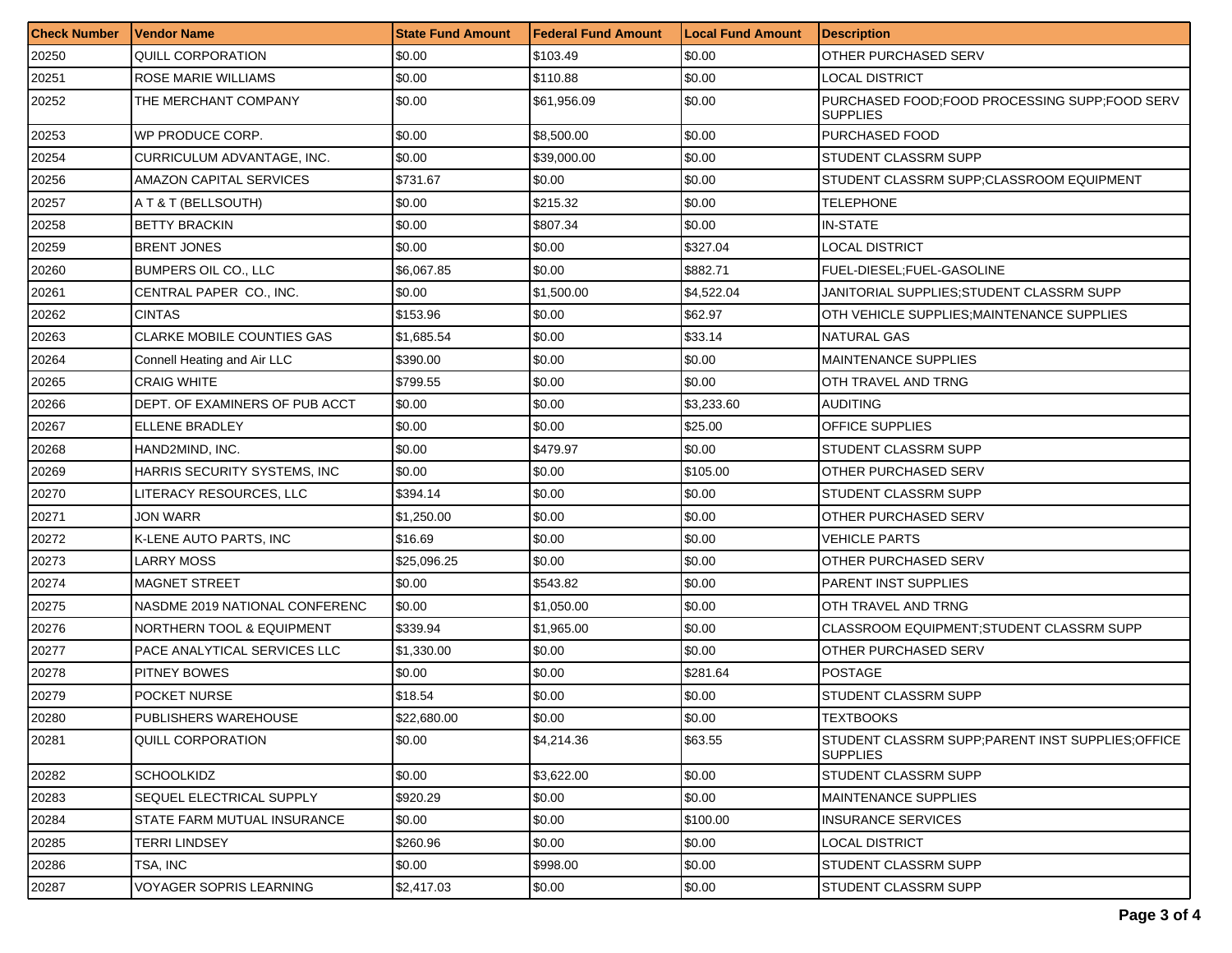| Check Number | Vendor Name | State Fund Amount | Federal Fund Amount | Local Fund Amount | Description |
|---|---|---|---|---|---|
| 20250 | QUILL CORPORATION | $0.00 | $103.49 | $0.00 | OTHER PURCHASED SERV |
| 20251 | ROSE MARIE WILLIAMS | $0.00 | $110.88 | $0.00 | LOCAL DISTRICT |
| 20252 | THE MERCHANT COMPANY | $0.00 | $61,956.09 | $0.00 | PURCHASED FOOD;FOOD PROCESSING SUPP;FOOD SERV SUPPLIES |
| 20253 | WP PRODUCE CORP. | $0.00 | $8,500.00 | $0.00 | PURCHASED FOOD |
| 20254 | CURRICULUM ADVANTAGE, INC. | $0.00 | $39,000.00 | $0.00 | STUDENT CLASSRM SUPP |
| 20256 | AMAZON CAPITAL SERVICES | $731.67 | $0.00 | $0.00 | STUDENT CLASSRM SUPP;CLASSROOM EQUIPMENT |
| 20257 | A T & T (BELLSOUTH) | $0.00 | $215.32 | $0.00 | TELEPHONE |
| 20258 | BETTY BRACKIN | $0.00 | $807.34 | $0.00 | IN-STATE |
| 20259 | BRENT JONES | $0.00 | $0.00 | $327.04 | LOCAL DISTRICT |
| 20260 | BUMPERS OIL CO., LLC | $6,067.85 | $0.00 | $882.71 | FUEL-DIESEL;FUEL-GASOLINE |
| 20261 | CENTRAL PAPER CO., INC. | $0.00 | $1,500.00 | $4,522.04 | JANITORIAL SUPPLIES;STUDENT CLASSRM SUPP |
| 20262 | CINTAS | $153.96 | $0.00 | $62.97 | OTH VEHICLE SUPPLIES;MAINTENANCE SUPPLIES |
| 20263 | CLARKE MOBILE COUNTIES GAS | $1,685.54 | $0.00 | $33.14 | NATURAL GAS |
| 20264 | Connell Heating and Air LLC | $390.00 | $0.00 | $0.00 | MAINTENANCE SUPPLIES |
| 20265 | CRAIG WHITE | $799.55 | $0.00 | $0.00 | OTH TRAVEL AND TRNG |
| 20266 | DEPT. OF EXAMINERS OF PUB ACCT | $0.00 | $0.00 | $3,233.60 | AUDITING |
| 20267 | ELLENE BRADLEY | $0.00 | $0.00 | $25.00 | OFFICE SUPPLIES |
| 20268 | HAND2MIND, INC. | $0.00 | $479.97 | $0.00 | STUDENT CLASSRM SUPP |
| 20269 | HARRIS SECURITY SYSTEMS, INC | $0.00 | $0.00 | $105.00 | OTHER PURCHASED SERV |
| 20270 | LITERACY RESOURCES, LLC | $394.14 | $0.00 | $0.00 | STUDENT CLASSRM SUPP |
| 20271 | JON WARR | $1,250.00 | $0.00 | $0.00 | OTHER PURCHASED SERV |
| 20272 | K-LENE AUTO PARTS, INC | $16.69 | $0.00 | $0.00 | VEHICLE PARTS |
| 20273 | LARRY MOSS | $25,096.25 | $0.00 | $0.00 | OTHER PURCHASED SERV |
| 20274 | MAGNET STREET | $0.00 | $543.82 | $0.00 | PARENT INST SUPPLIES |
| 20275 | NASDME 2019 NATIONAL CONFERENC | $0.00 | $1,050.00 | $0.00 | OTH TRAVEL AND TRNG |
| 20276 | NORTHERN TOOL & EQUIPMENT | $339.94 | $1,965.00 | $0.00 | CLASSROOM EQUIPMENT;STUDENT CLASSRM SUPP |
| 20277 | PACE ANALYTICAL SERVICES LLC | $1,330.00 | $0.00 | $0.00 | OTHER PURCHASED SERV |
| 20278 | PITNEY BOWES | $0.00 | $0.00 | $281.64 | POSTAGE |
| 20279 | POCKET NURSE | $18.54 | $0.00 | $0.00 | STUDENT CLASSRM SUPP |
| 20280 | PUBLISHERS WAREHOUSE | $22,680.00 | $0.00 | $0.00 | TEXTBOOKS |
| 20281 | QUILL CORPORATION | $0.00 | $4,214.36 | $63.55 | STUDENT CLASSRM SUPP;PARENT INST SUPPLIES;OFFICE SUPPLIES |
| 20282 | SCHOOLKIDZ | $0.00 | $3,622.00 | $0.00 | STUDENT CLASSRM SUPP |
| 20283 | SEQUEL ELECTRICAL SUPPLY | $920.29 | $0.00 | $0.00 | MAINTENANCE SUPPLIES |
| 20284 | STATE FARM MUTUAL INSURANCE | $0.00 | $0.00 | $100.00 | INSURANCE SERVICES |
| 20285 | TERRI LINDSEY | $260.96 | $0.00 | $0.00 | LOCAL DISTRICT |
| 20286 | TSA, INC | $0.00 | $998.00 | $0.00 | STUDENT CLASSRM SUPP |
| 20287 | VOYAGER SOPRIS LEARNING | $2,417.03 | $0.00 | $0.00 | STUDENT CLASSRM SUPP |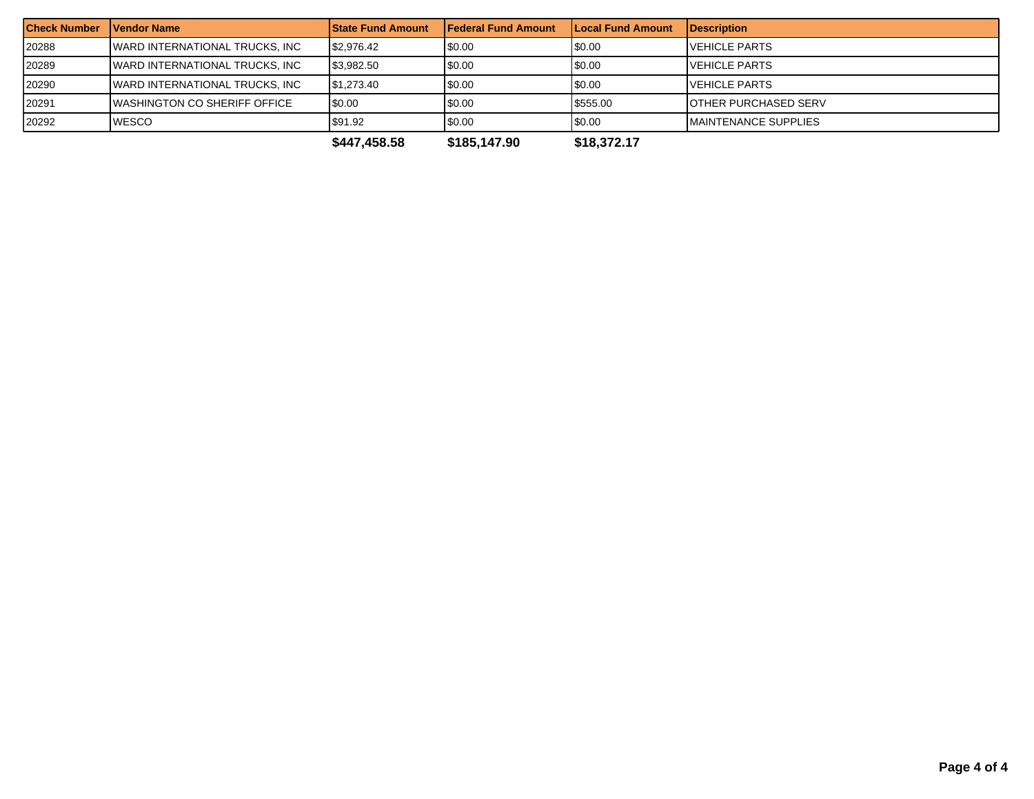| Check Number | Vendor Name | State Fund Amount | Federal Fund Amount | Local Fund Amount | Description |
|---|---|---|---|---|---|
| 20288 | WARD INTERNATIONAL TRUCKS, INC | $2,976.42 | $0.00 | $0.00 | VEHICLE PARTS |
| 20289 | WARD INTERNATIONAL TRUCKS, INC | $3,982.50 | $0.00 | $0.00 | VEHICLE PARTS |
| 20290 | WARD INTERNATIONAL TRUCKS, INC | $1,273.40 | $0.00 | $0.00 | VEHICLE PARTS |
| 20291 | WASHINGTON CO SHERIFF OFFICE | $0.00 | $0.00 | $555.00 | OTHER PURCHASED SERV |
| 20292 | WESCO | $91.92 | $0.00 | $0.00 | MAINTENANCE SUPPLIES |
| | | **$447,458.58** | **$185,147.90** | **$18,372.17** | |